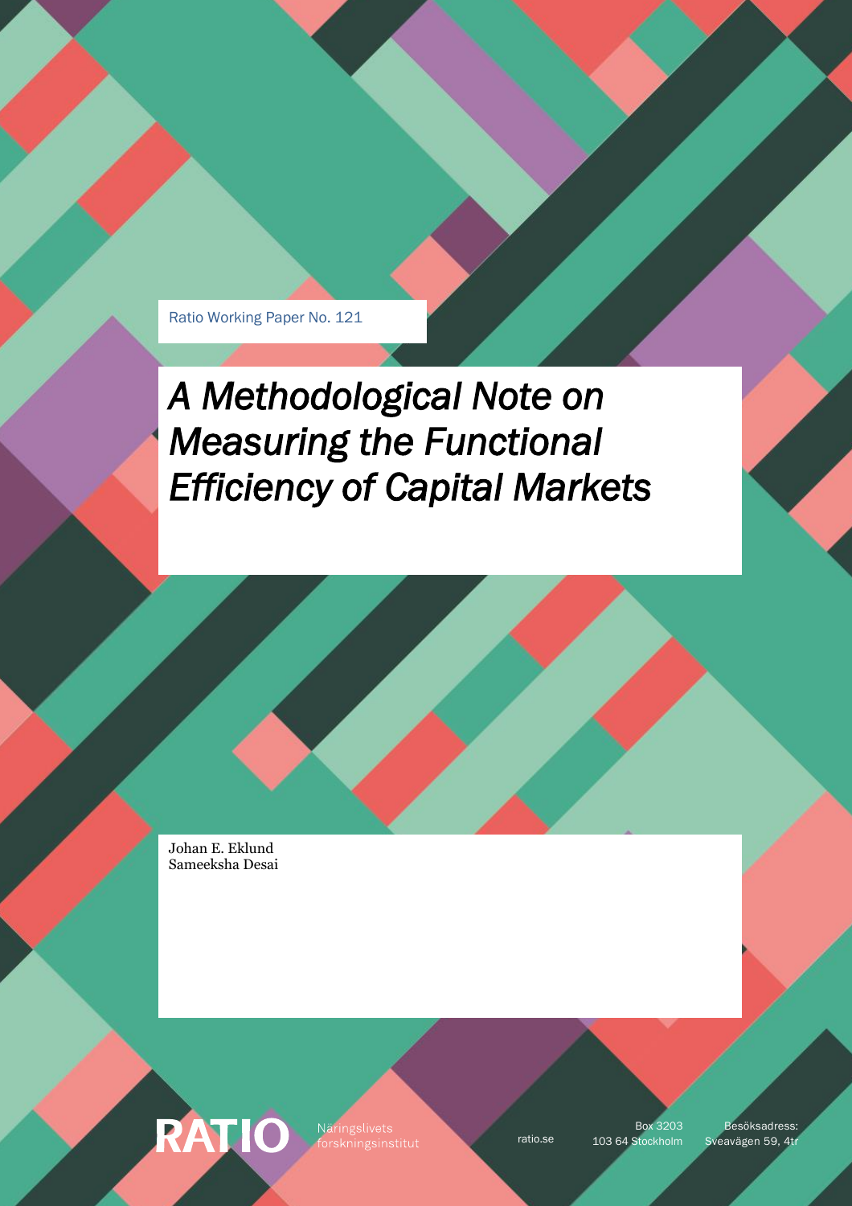Ratio Working Paper No. 121

# *A Methodological Note on Measuring the Functional Efficiency of Capital Markets*

Johan E. Eklund
Sameeksha Desai

RATIO Näringslivets forskningsinstitut

ratio.se

Box 3203
103 64 Stockholm

Besöksadress:
Sveavägen 59, 4tr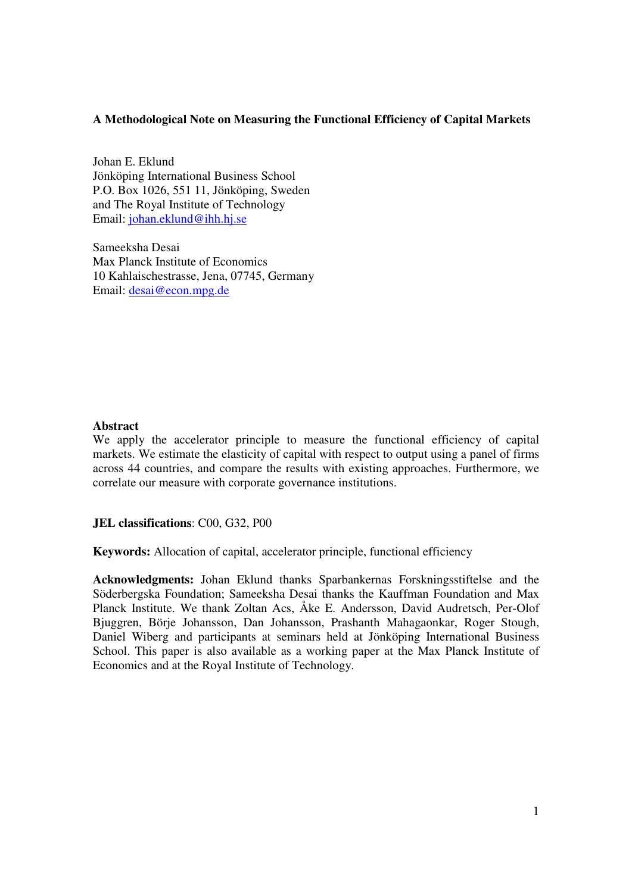**A Methodological Note on Measuring the Functional Efficiency of Capital Markets**

Johan E. Eklund
Jönköping International Business School
P.O. Box 1026, 551 11, Jönköping, Sweden
and The Royal Institute of Technology
Email: johan.eklund@ihh.hj.se

Sameeksha Desai
Max Planck Institute of Economics
10 Kahlaischestrasse, Jena, 07745, Germany
Email: desai@econ.mpg.de

**Abstract**
We apply the accelerator principle to measure the functional efficiency of capital markets. We estimate the elasticity of capital with respect to output using a panel of firms across 44 countries, and compare the results with existing approaches. Furthermore, we correlate our measure with corporate governance institutions.

**JEL classifications**: C00, G32, P00

**Keywords:** Allocation of capital, accelerator principle, functional efficiency

**Acknowledgments:** Johan Eklund thanks Sparbankernas Forskningsstiftelse and the Söderbergska Foundation; Sameeksha Desai thanks the Kauffman Foundation and Max Planck Institute. We thank Zoltan Acs, Åke E. Andersson, David Audretsch, Per-Olof Bjuggren, Börje Johansson, Dan Johansson, Prashanth Mahagaonkar, Roger Stough, Daniel Wiberg and participants at seminars held at Jönköping International Business School. This paper is also available as a working paper at the Max Planck Institute of Economics and at the Royal Institute of Technology.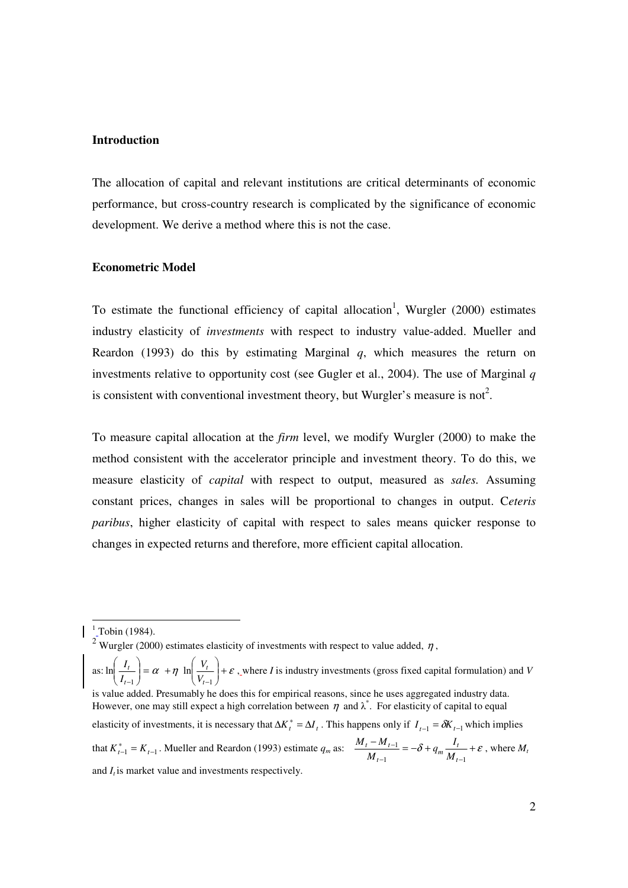**Introduction**

The allocation of capital and relevant institutions are critical determinants of economic performance, but cross-country research is complicated by the significance of economic development. We derive a method where this is not the case.

**Econometric Model**

To estimate the functional efficiency of capital allocation[1], Wurgler (2000) estimates industry elasticity of *investments* with respect to industry value-added. Mueller and Reardon (1993) do this by estimating Marginal *q*, which measures the return on investments relative to opportunity cost (see Gugler et al., 2004). The use of Marginal *q* is consistent with conventional investment theory, but Wurgler's measure is not[2].

To measure capital allocation at the *firm* level, we modify Wurgler (2000) to make the method consistent with the accelerator principle and investment theory. To do this, we measure elasticity of *capital* with respect to output, measured as *sales.* Assuming constant prices, changes in sales will be proportional to changes in output. C*eteris paribus*, higher elasticity of capital with respect to sales means quicker response to changes in expected returns and therefore, more efficient capital allocation.

---

[1] Tobin (1984).

[2] Wurgler (2000) estimates elasticity of investments with respect to value added, $\eta$, as: $\ln\left(\frac{I_t}{I_{t-1}}\right) = \alpha + \eta \ln\left(\frac{V_t}{V_{t-1}}\right) + \varepsilon$, where *I* is industry investments (gross fixed capital formulation) and *V* is value added. Presumably he does this for empirical reasons, since he uses aggregated industry data. However, one may still expect a high correlation between $\eta$ and $\lambda^*$. For elasticity of capital to equal elasticity of investments, it is necessary that $\Delta K_t^* = \Delta I_t$. This happens only if $I_{t-1} = \delta K_{t-1}$ which implies that $K_{t-1}^* = K_{t-1}$. Mueller and Reardon (1993) estimate $q_m$ as: $\frac{M_t - M_{t-1}}{M_{t-1}} = -\delta + q_m \frac{I_t}{M_{t-1}} + \varepsilon$, where $M_t$ and $I_t$ is market value and investments respectively.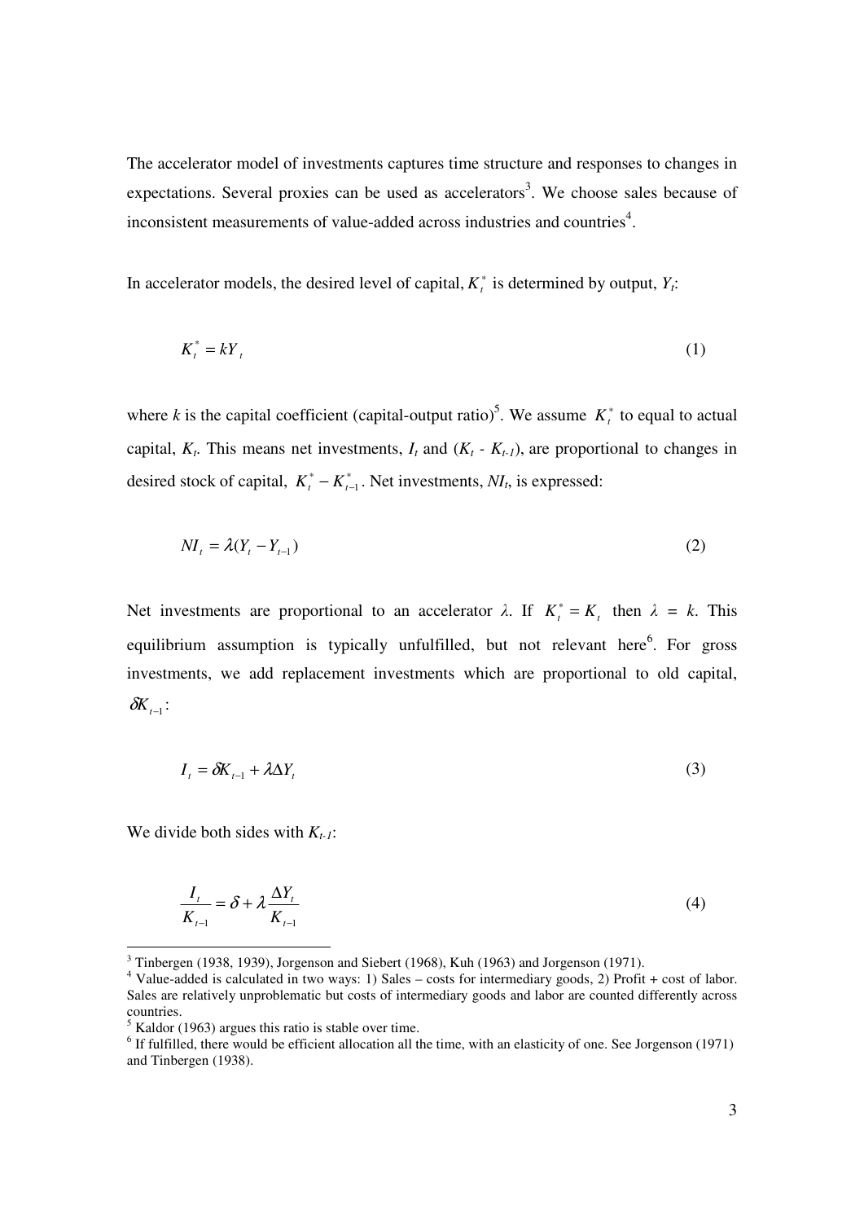The accelerator model of investments captures time structure and responses to changes in expectations. Several proxies can be used as accelerators[3]. We choose sales because of inconsistent measurements of value-added across industries and countries[4].

In accelerator models, the desired level of capital, $K_t^*$ is determined by output, $Y_t$:

$$K_t^* = kY_t \tag{1}$$

where $k$ is the capital coefficient (capital-output ratio)[5]. We assume $K_t^*$ to equal to actual capital, $K_t$. This means net investments, $I_t$ and ($K_t$ - $K_{t-1}$), are proportional to changes in desired stock of capital, $K_t^* - K_{t-1}^*$. Net investments, $NI_t$, is expressed:

$$NI_t = \lambda(Y_t - Y_{t-1}) \tag{2}$$

Net investments are proportional to an accelerator $\lambda$. If $K_t^* = K_t$ then $\lambda = k$. This equilibrium assumption is typically unfulfilled, but not relevant here[6]. For gross investments, we add replacement investments which are proportional to old capital, $\delta K_{t-1}$:

$$I_t = \delta K_{t-1} + \lambda \Delta Y_t \tag{3}$$

We divide both sides with $K_{t-1}$:

$$\frac{I_t}{K_{t-1}} = \delta + \lambda \frac{\Delta Y_t}{K_{t-1}} \tag{4}$$

---

[3] Tinbergen (1938, 1939), Jorgenson and Siebert (1968), Kuh (1963) and Jorgenson (1971).

[4] Value-added is calculated in two ways: 1) Sales – costs for intermediary goods, 2) Profit + cost of labor. Sales are relatively unproblematic but costs of intermediary goods and labor are counted differently across countries.

[5] Kaldor (1963) argues this ratio is stable over time.

[6] If fulfilled, there would be efficient allocation all the time, with an elasticity of one. See Jorgenson (1971) and Tinbergen (1938).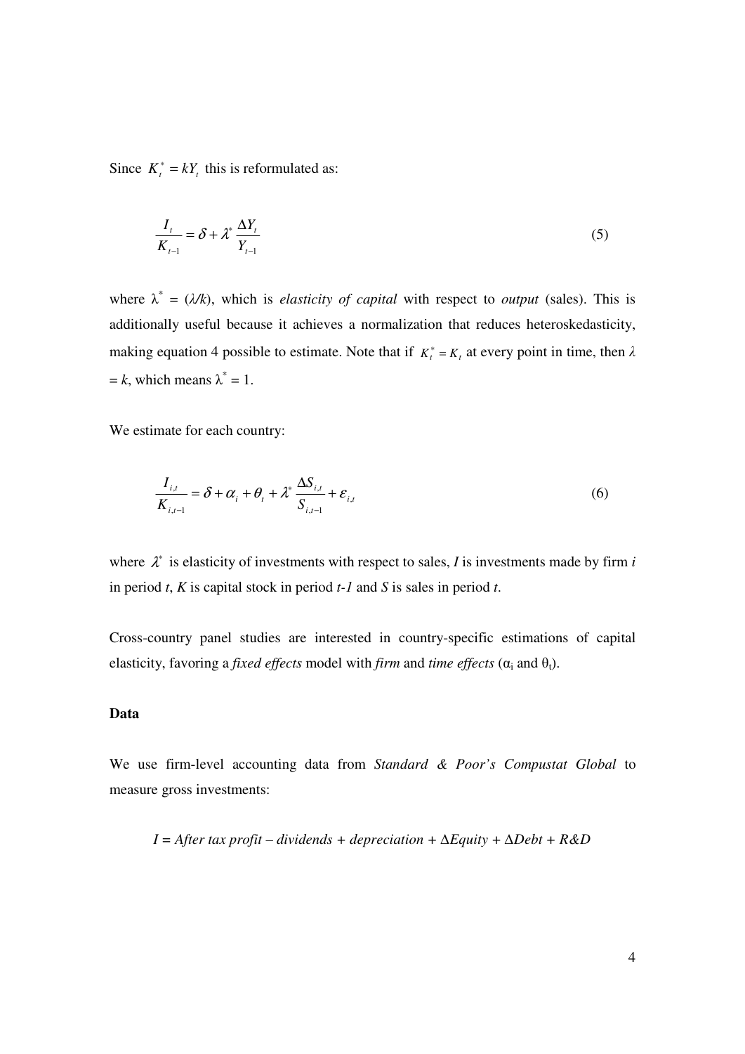Since $K_t^* = kY_t$ this is reformulated as:

$$\frac{I_t}{K_{t-1}} = \delta + \lambda^* \frac{\Delta Y_t}{Y_{t-1}} \tag{5}$$

where $\lambda^* = (\lambda/k)$, which is *elasticity of capital* with respect to *output* (sales). This is additionally useful because it achieves a normalization that reduces heteroskedasticity, making equation 4 possible to estimate. Note that if $K_t^* = K_t$ at every point in time, then $\lambda = k$, which means $\lambda^* = 1$.

We estimate for each country:

$$\frac{I_{i,t}}{K_{i,t-1}} = \delta + \alpha_i + \theta_t + \lambda^* \frac{\Delta S_{i,t}}{S_{i,t-1}} + \varepsilon_{i,t} \tag{6}$$

where $\lambda^*$ is elasticity of investments with respect to sales, $I$ is investments made by firm $i$ in period $t$, $K$ is capital stock in period $t-1$ and $S$ is sales in period $t$.

Cross-country panel studies are interested in country-specific estimations of capital elasticity, favoring a *fixed effects* model with *firm* and *time effects* ($\alpha_i$ and $\theta_t$).

**Data**

We use firm-level accounting data from *Standard & Poor's Compustat Global* to measure gross investments:

$$I = \textit{After tax profit} - \textit{dividends} + \textit{depreciation} + \Delta \textit{Equity} + \Delta \textit{Debt} + \textit{R\&D}$$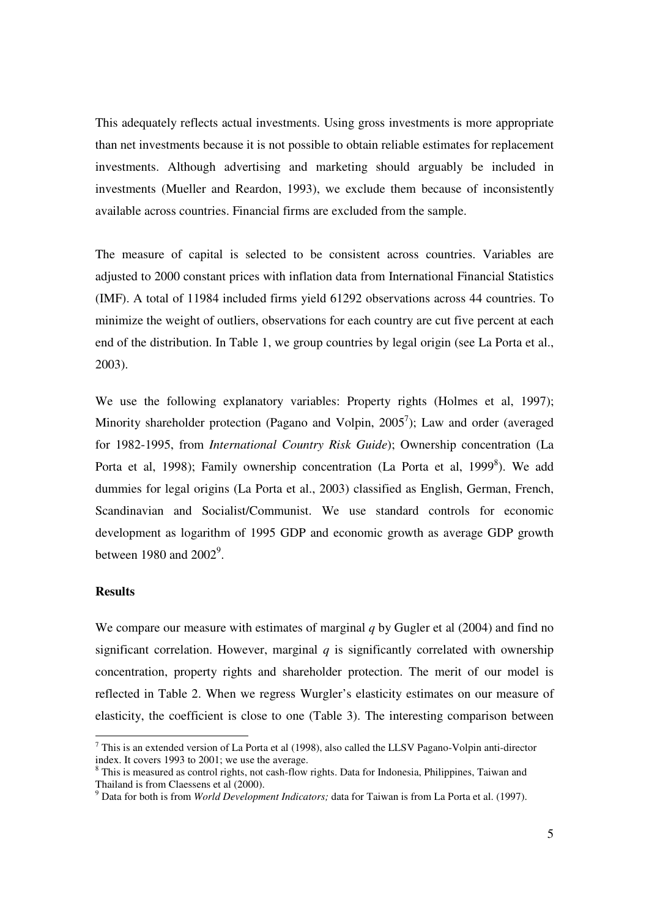This adequately reflects actual investments. Using gross investments is more appropriate than net investments because it is not possible to obtain reliable estimates for replacement investments. Although advertising and marketing should arguably be included in investments (Mueller and Reardon, 1993), we exclude them because of inconsistently available across countries. Financial firms are excluded from the sample.

The measure of capital is selected to be consistent across countries. Variables are adjusted to 2000 constant prices with inflation data from International Financial Statistics (IMF). A total of 11984 included firms yield 61292 observations across 44 countries. To minimize the weight of outliers, observations for each country are cut five percent at each end of the distribution. In Table 1, we group countries by legal origin (see La Porta et al., 2003).

We use the following explanatory variables: Property rights (Holmes et al, 1997); Minority shareholder protection (Pagano and Volpin, 2005[7]); Law and order (averaged for 1982-1995, from *International Country Risk Guide*); Ownership concentration (La Porta et al, 1998); Family ownership concentration (La Porta et al, 1999[8]). We add dummies for legal origins (La Porta et al., 2003) classified as English, German, French, Scandinavian and Socialist/Communist. We use standard controls for economic development as logarithm of 1995 GDP and economic growth as average GDP growth between 1980 and 2002[9].

**Results**

We compare our measure with estimates of marginal *q* by Gugler et al (2004) and find no significant correlation. However, marginal *q* is significantly correlated with ownership concentration, property rights and shareholder protection. The merit of our model is reflected in Table 2. When we regress Wurgler's elasticity estimates on our measure of elasticity, the coefficient is close to one (Table 3). The interesting comparison between

---

[7] This is an extended version of La Porta et al (1998), also called the LLSV Pagano-Volpin anti-director index. It covers 1993 to 2001; we use the average.

[8] This is measured as control rights, not cash-flow rights. Data for Indonesia, Philippines, Taiwan and Thailand is from Claessens et al (2000).

[9] Data for both is from *World Development Indicators;* data for Taiwan is from La Porta et al. (1997).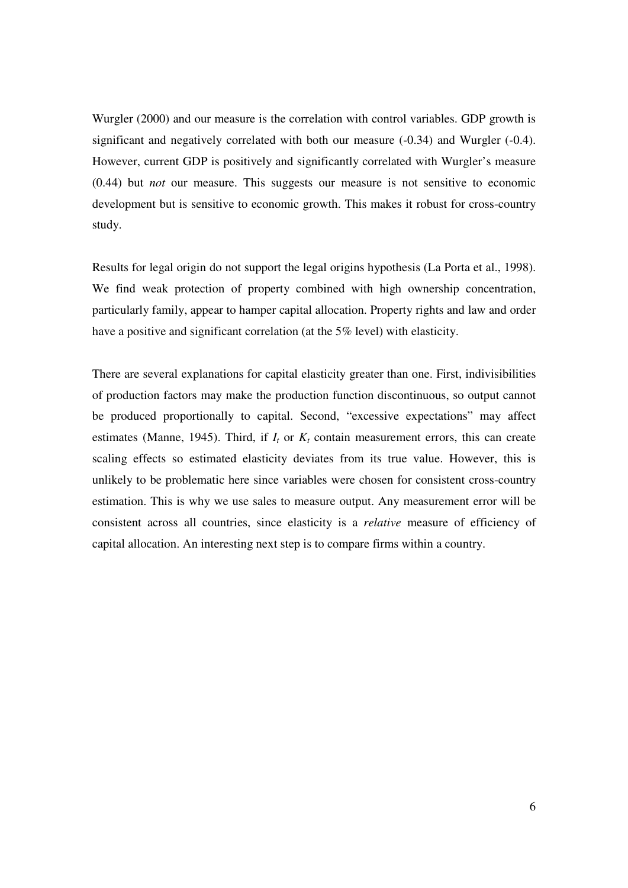Wurgler (2000) and our measure is the correlation with control variables. GDP growth is significant and negatively correlated with both our measure (-0.34) and Wurgler (-0.4). However, current GDP is positively and significantly correlated with Wurgler's measure (0.44) but *not* our measure. This suggests our measure is not sensitive to economic development but is sensitive to economic growth. This makes it robust for cross-country study.

Results for legal origin do not support the legal origins hypothesis (La Porta et al., 1998). We find weak protection of property combined with high ownership concentration, particularly family, appear to hamper capital allocation. Property rights and law and order have a positive and significant correlation (at the 5% level) with elasticity.

There are several explanations for capital elasticity greater than one. First, indivisibilities of production factors may make the production function discontinuous, so output cannot be produced proportionally to capital. Second, "excessive expectations" may affect estimates (Manne, 1945). Third, if $I_t$ or $K_t$ contain measurement errors, this can create scaling effects so estimated elasticity deviates from its true value. However, this is unlikely to be problematic here since variables were chosen for consistent cross-country estimation. This is why we use sales to measure output. Any measurement error will be consistent across all countries, since elasticity is a *relative* measure of efficiency of capital allocation. An interesting next step is to compare firms within a country.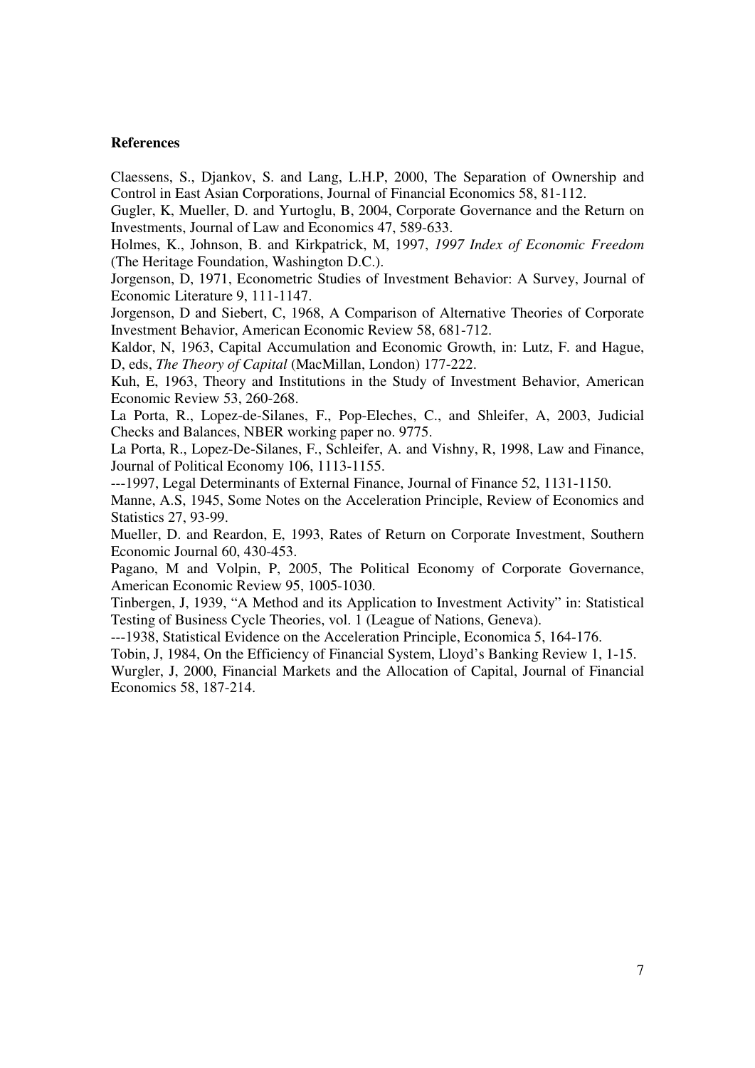**References**

Claessens, S., Djankov, S. and Lang, L.H.P, 2000, The Separation of Ownership and Control in East Asian Corporations, Journal of Financial Economics 58, 81-112.

Gugler, K, Mueller, D. and Yurtoglu, B, 2004, Corporate Governance and the Return on Investments, Journal of Law and Economics 47, 589-633.

Holmes, K., Johnson, B. and Kirkpatrick, M, 1997, *1997 Index of Economic Freedom* (The Heritage Foundation, Washington D.C.).

Jorgenson, D, 1971, Econometric Studies of Investment Behavior: A Survey, Journal of Economic Literature 9, 111-1147.

Jorgenson, D and Siebert, C, 1968, A Comparison of Alternative Theories of Corporate Investment Behavior, American Economic Review 58, 681-712.

Kaldor, N, 1963, Capital Accumulation and Economic Growth, in: Lutz, F. and Hague, D, eds, *The Theory of Capital* (MacMillan, London) 177-222.

Kuh, E, 1963, Theory and Institutions in the Study of Investment Behavior, American Economic Review 53, 260-268.

La Porta, R., Lopez-de-Silanes, F., Pop-Eleches, C., and Shleifer, A, 2003, Judicial Checks and Balances, NBER working paper no. 9775.

La Porta, R., Lopez-De-Silanes, F., Schleifer, A. and Vishny, R, 1998, Law and Finance, Journal of Political Economy 106, 1113-1155.

---1997, Legal Determinants of External Finance, Journal of Finance 52, 1131-1150.

Manne, A.S, 1945, Some Notes on the Acceleration Principle, Review of Economics and Statistics 27, 93-99.

Mueller, D. and Reardon, E, 1993, Rates of Return on Corporate Investment, Southern Economic Journal 60, 430-453.

Pagano, M and Volpin, P, 2005, The Political Economy of Corporate Governance, American Economic Review 95, 1005-1030.

Tinbergen, J, 1939, "A Method and its Application to Investment Activity" in: Statistical Testing of Business Cycle Theories, vol. 1 (League of Nations, Geneva).

---1938, Statistical Evidence on the Acceleration Principle, Economica 5, 164-176.

Tobin, J, 1984, On the Efficiency of Financial System, Lloyd's Banking Review 1, 1-15.

Wurgler, J, 2000, Financial Markets and the Allocation of Capital, Journal of Financial Economics 58, 187-214.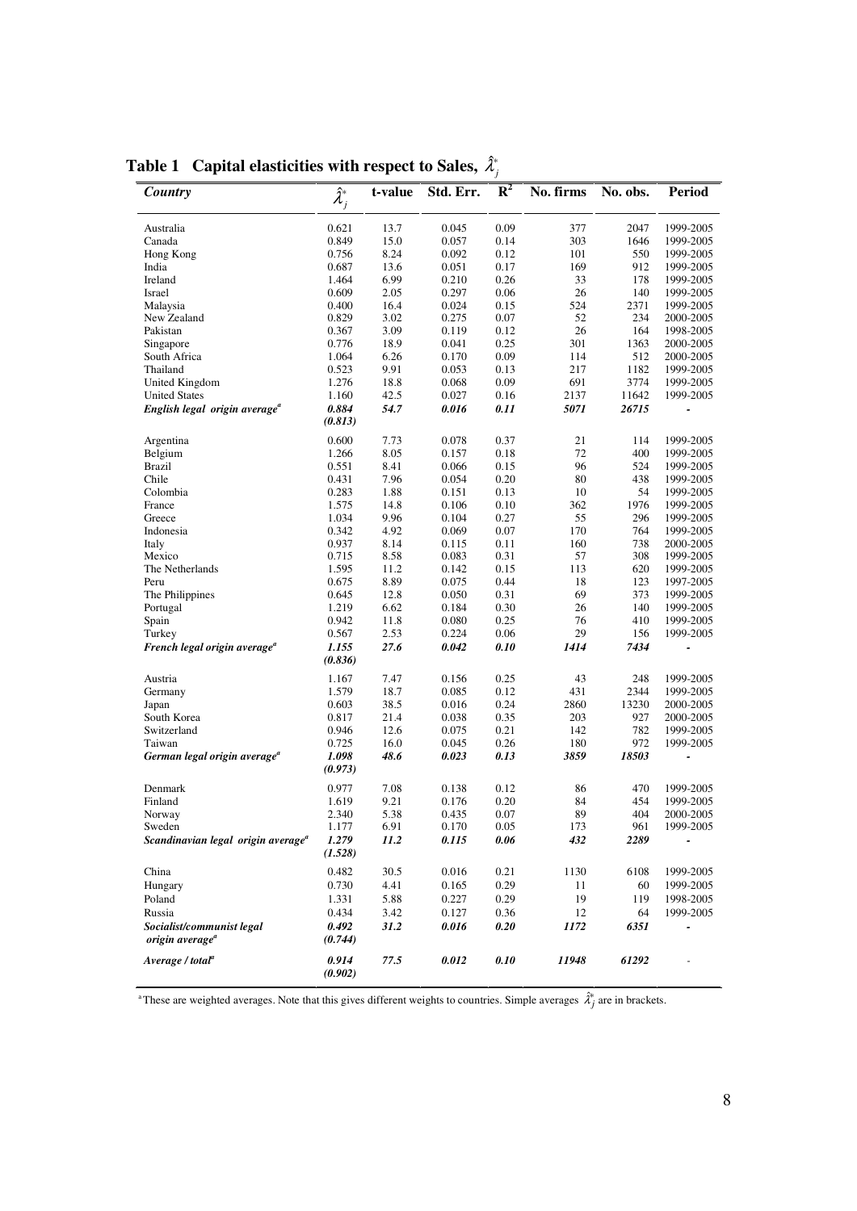**Table 1 Capital elasticities with respect to Sales, $\hat{\lambda}_j^*$**

| *Country* | $\hat{\lambda}_j^*$ | t-value | Std. Err. | $R^2$ | No. firms | No. obs. | Period |
|---|---|---|---|---|---|---|---|
| Australia | 0.621 | 13.7 | 0.045 | 0.09 | 377 | 2047 | 1999-2005 |
| Canada | 0.849 | 15.0 | 0.057 | 0.14 | 303 | 1646 | 1999-2005 |
| Hong Kong | 0.756 | 8.24 | 0.092 | 0.12 | 101 | 550 | 1999-2005 |
| India | 0.687 | 13.6 | 0.051 | 0.17 | 169 | 912 | 1999-2005 |
| Ireland | 1.464 | 6.99 | 0.210 | 0.26 | 33 | 178 | 1999-2005 |
| Israel | 0.609 | 2.05 | 0.297 | 0.06 | 26 | 140 | 1999-2005 |
| Malaysia | 0.400 | 16.4 | 0.024 | 0.15 | 524 | 2371 | 1999-2005 |
| New Zealand | 0.829 | 3.02 | 0.275 | 0.07 | 52 | 234 | 2000-2005 |
| Pakistan | 0.367 | 3.09 | 0.119 | 0.12 | 26 | 164 | 1998-2005 |
| Singapore | 0.776 | 18.9 | 0.041 | 0.25 | 301 | 1363 | 2000-2005 |
| South Africa | 1.064 | 6.26 | 0.170 | 0.09 | 114 | 512 | 2000-2005 |
| Thailand | 0.523 | 9.91 | 0.053 | 0.13 | 217 | 1182 | 1999-2005 |
| United Kingdom | 1.276 | 18.8 | 0.068 | 0.09 | 691 | 3774 | 1999-2005 |
| United States | 1.160 | 42.5 | 0.027 | 0.16 | 2137 | 11642 | 1999-2005 |
| ***English legal origin average[a]*** | ***0.884 (0.813)*** | ***54.7*** | ***0.016*** | ***0.11*** | ***5071*** | ***26715*** | **-** |
| Argentina | 0.600 | 7.73 | 0.078 | 0.37 | 21 | 114 | 1999-2005 |
| Belgium | 1.266 | 8.05 | 0.157 | 0.18 | 72 | 400 | 1999-2005 |
| Brazil | 0.551 | 8.41 | 0.066 | 0.15 | 96 | 524 | 1999-2005 |
| Chile | 0.431 | 7.96 | 0.054 | 0.20 | 80 | 438 | 1999-2005 |
| Colombia | 0.283 | 1.88 | 0.151 | 0.13 | 10 | 54 | 1999-2005 |
| France | 1.575 | 14.8 | 0.106 | 0.10 | 362 | 1976 | 1999-2005 |
| Greece | 1.034 | 9.96 | 0.104 | 0.27 | 55 | 296 | 1999-2005 |
| Indonesia | 0.342 | 4.92 | 0.069 | 0.07 | 170 | 764 | 1999-2005 |
| Italy | 0.937 | 8.14 | 0.115 | 0.11 | 160 | 738 | 2000-2005 |
| Mexico | 0.715 | 8.58 | 0.083 | 0.31 | 57 | 308 | 1999-2005 |
| The Netherlands | 1.595 | 11.2 | 0.142 | 0.15 | 113 | 620 | 1999-2005 |
| Peru | 0.675 | 8.89 | 0.075 | 0.44 | 18 | 123 | 1997-2005 |
| The Philippines | 0.645 | 12.8 | 0.050 | 0.31 | 69 | 373 | 1999-2005 |
| Portugal | 1.219 | 6.62 | 0.184 | 0.30 | 26 | 140 | 1999-2005 |
| Spain | 0.942 | 11.8 | 0.080 | 0.25 | 76 | 410 | 1999-2005 |
| Turkey | 0.567 | 2.53 | 0.224 | 0.06 | 29 | 156 | 1999-2005 |
| ***French legal origin average[a]*** | ***1.155 (0.836)*** | ***27.6*** | ***0.042*** | ***0.10*** | ***1414*** | ***7434*** | **-** |
| Austria | 1.167 | 7.47 | 0.156 | 0.25 | 43 | 248 | 1999-2005 |
| Germany | 1.579 | 18.7 | 0.085 | 0.12 | 431 | 2344 | 1999-2005 |
| Japan | 0.603 | 38.5 | 0.016 | 0.24 | 2860 | 13230 | 2000-2005 |
| South Korea | 0.817 | 21.4 | 0.038 | 0.35 | 203 | 927 | 2000-2005 |
| Switzerland | 0.946 | 12.6 | 0.075 | 0.21 | 142 | 782 | 1999-2005 |
| Taiwan | 0.725 | 16.0 | 0.045 | 0.26 | 180 | 972 | 1999-2005 |
| ***German legal origin average[a]*** | ***1.098 (0.973)*** | ***48.6*** | ***0.023*** | ***0.13*** | ***3859*** | ***18503*** | **-** |
| Denmark | 0.977 | 7.08 | 0.138 | 0.12 | 86 | 470 | 1999-2005 |
| Finland | 1.619 | 9.21 | 0.176 | 0.20 | 84 | 454 | 1999-2005 |
| Norway | 2.340 | 5.38 | 0.435 | 0.07 | 89 | 404 | 2000-2005 |
| Sweden | 1.177 | 6.91 | 0.170 | 0.05 | 173 | 961 | 1999-2005 |
| ***Scandinavian legal origin average[a]*** | ***1.279 (1.528)*** | ***11.2*** | ***0.115*** | ***0.06*** | ***432*** | ***2289*** | **-** |
| China | 0.482 | 30.5 | 0.016 | 0.21 | 1130 | 6108 | 1999-2005 |
| Hungary | 0.730 | 4.41 | 0.165 | 0.29 | 11 | 60 | 1999-2005 |
| Poland | 1.331 | 5.88 | 0.227 | 0.29 | 19 | 119 | 1998-2005 |
| Russia | 0.434 | 3.42 | 0.127 | 0.36 | 12 | 64 | 1999-2005 |
| ***Socialist/communist legal origin average[a]*** | ***0.492 (0.744)*** | ***31.2*** | ***0.016*** | ***0.20*** | ***1172*** | ***6351*** | **-** |
| ***Average / total[a]*** | ***0.914 (0.902)*** | ***77.5*** | ***0.012*** | ***0.10*** | ***11948*** | ***61292*** | - |

[a] These are weighted averages. Note that this gives different weights to countries. Simple averages $\hat{\lambda}_j^*$ are in brackets.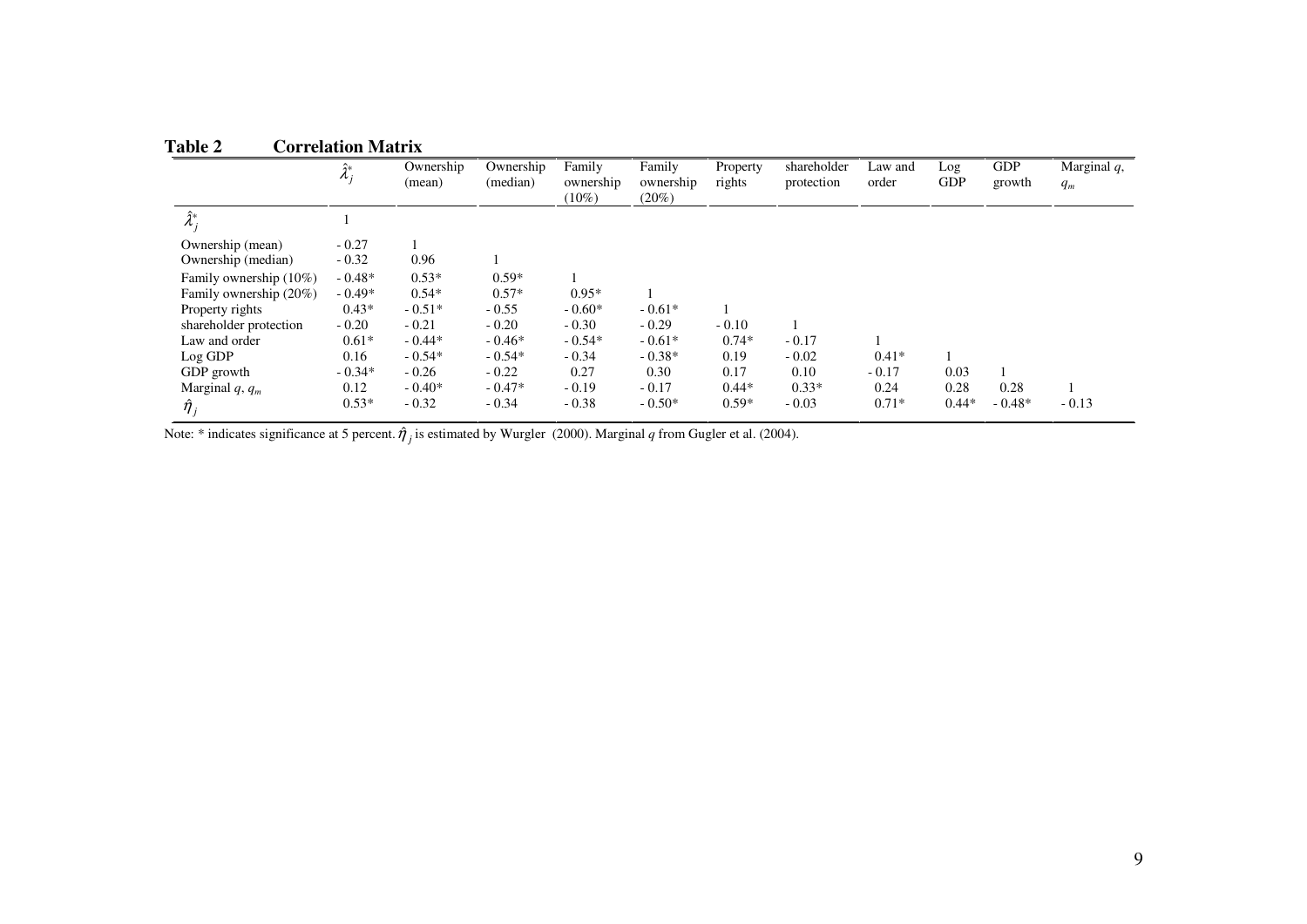**Table 2  Correlation Matrix**

| | $\hat{\lambda}_j^*$ | Ownership (mean) | Ownership (median) | Family ownership (10%) | Family ownership (20%) | Property rights | shareholder protection | Law and order | Log GDP | GDP growth | Marginal $q$, $q_m$ |
|---|---|---|---|---|---|---|---|---|---|---|---|
| $\hat{\lambda}_j^*$ | 1 | | | | | | | | | | |
| Ownership (mean) | - 0.27 | 1 | | | | | | | | | |
| Ownership (median) | - 0.32 | 0.96 | 1 | | | | | | | | |
| Family ownership (10%) | - 0.48* | 0.53* | 0.59* | 1 | | | | | | | |
| Family ownership (20%) | - 0.49* | 0.54* | 0.57* | 0.95* | 1 | | | | | | |
| Property rights | 0.43* | - 0.51* | - 0.55 | - 0.60* | - 0.61* | 1 | | | | | |
| shareholder protection | - 0.20 | - 0.21 | - 0.20 | - 0.30 | - 0.29 | - 0.10 | 1 | | | | |
| Law and order | 0.61* | - 0.44* | - 0.46* | - 0.54* | - 0.61* | 0.74* | - 0.17 | 1 | | | |
| Log GDP | 0.16 | - 0.54* | - 0.54* | - 0.34 | - 0.38* | 0.19 | - 0.02 | 0.41* | 1 | | |
| GDP growth | - 0.34* | - 0.26 | - 0.22 | 0.27 | 0.30 | 0.17 | 0.10 | - 0.17 | 0.03 | 1 | |
| Marginal $q$, $q_m$ | 0.12 | - 0.40* | - 0.47* | - 0.19 | - 0.17 | 0.44* | 0.33* | 0.24 | 0.28 | 0.28 | 1 |
| $\hat{\eta}_j$ | 0.53* | - 0.32 | - 0.34 | - 0.38 | - 0.50* | 0.59* | - 0.03 | 0.71* | 0.44* | - 0.48* | - 0.13 |

Note: * indicates significance at 5 percent. $\hat{\eta}_j$ is estimated by Wurgler (2000). Marginal $q$ from Gugler et al. (2004).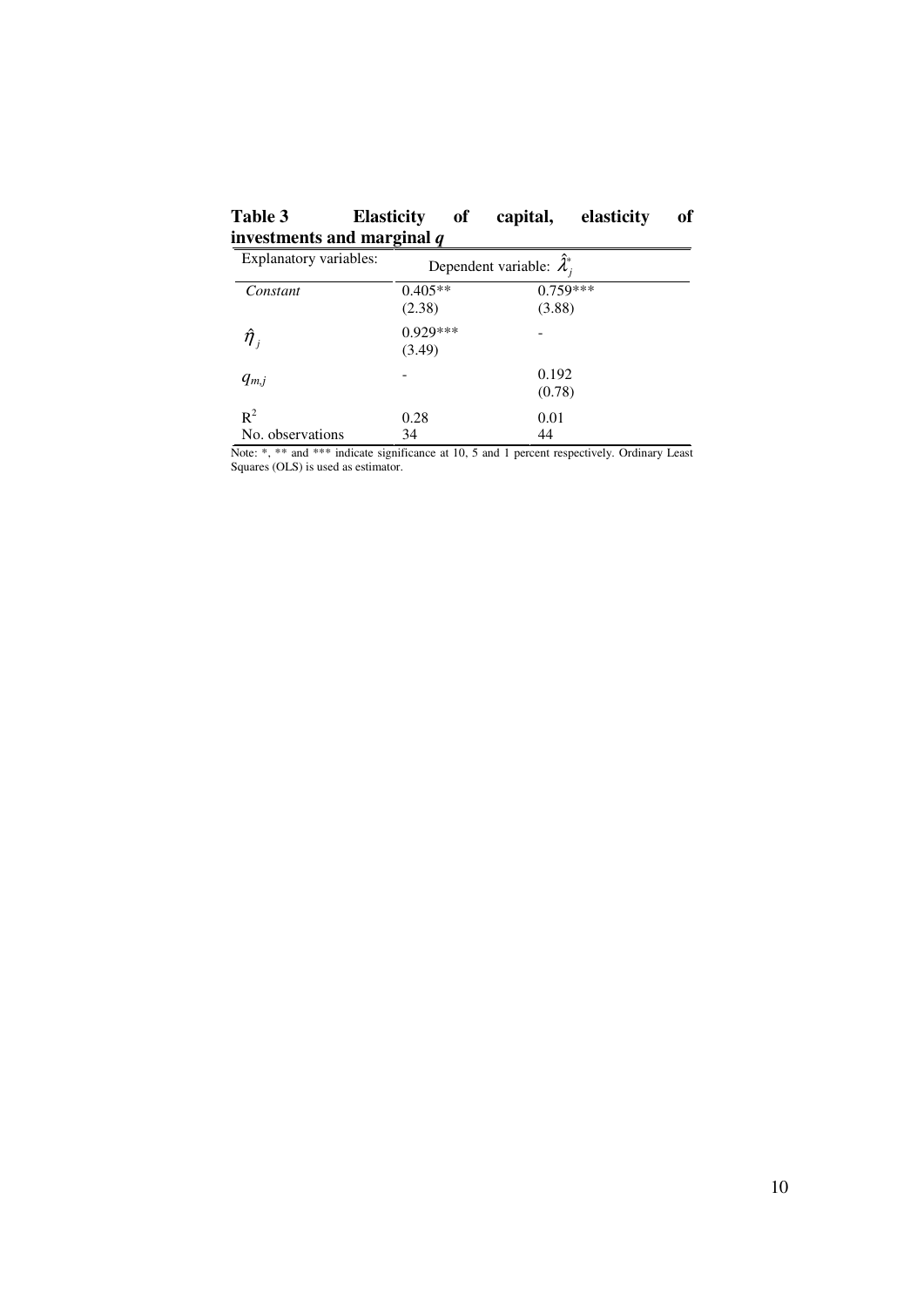**Table 3 Elasticity of capital, elasticity of investments and marginal *q***

| Explanatory variables: | Dependent variable: $\hat{\lambda}_j^*$ | |
|---|---|---|
| *Constant* | 0.405** (2.38) | 0.759*** (3.88) |
| $\hat{\eta}_j$ | 0.929*** (3.49) | - |
| $q_{m,j}$ | - | 0.192 (0.78) |
| $R^2$ | 0.28 | 0.01 |
| No. observations | 34 | 44 |

Note: *, ** and *** indicate significance at 10, 5 and 1 percent respectively. Ordinary Least Squares (OLS) is used as estimator.